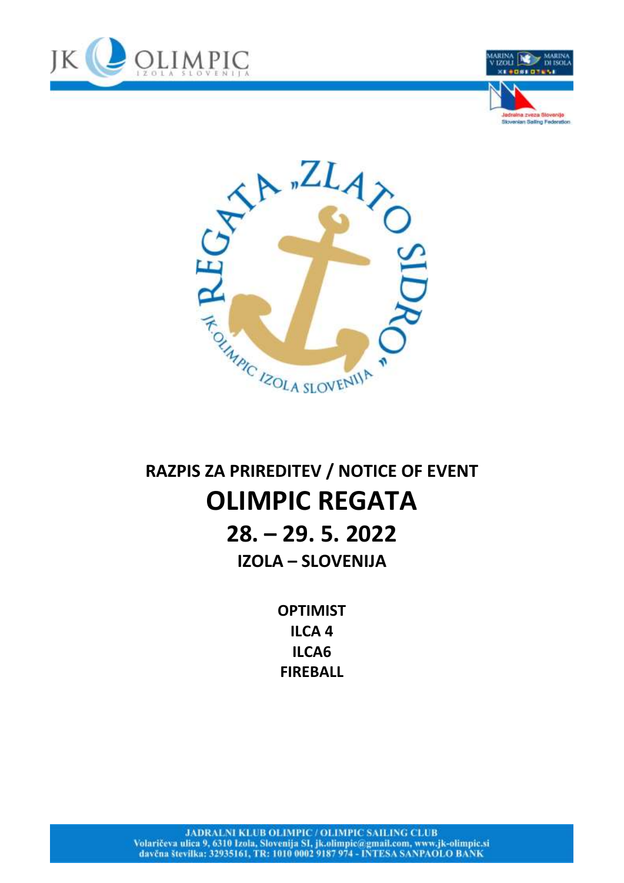# RAZPIS ZA PRIREDITEV / NOTICE OF EVENT

# OLIMPIC REGATA

## 28. – 29. 5. 2022

### IZOLA – SLOVENIJA

**OPTIMIST**
**ILCA 4**
**ILCA6**
**FIREBALL**

JADRALNI KLUB OLIMPIC / OLIMPIC SAILING CLUB
Volaričeva ulica 9, 6310 Izola, Slovenija SI, jk.olimpic@gmail.com, www.jk-olimpic.si
davčna številka: 32935161, TR: 1010 0002 9187 974 - INTESA SANPAOLO BANK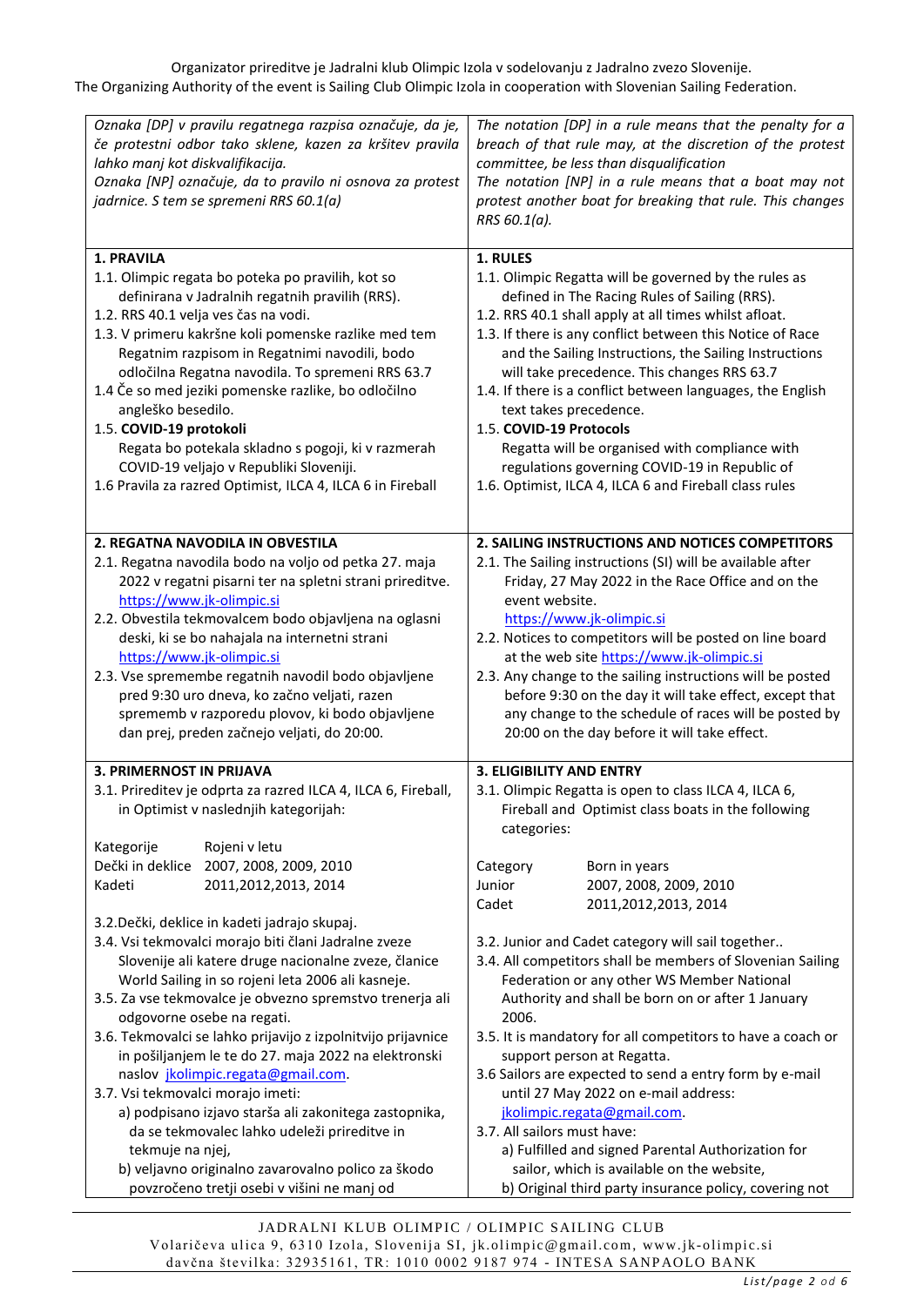Organizator prireditve je Jadralni klub Olimpic Izola v sodelovanju z Jadralno zvezo Slovenije.
The Organizing Authority of the event is Sailing Club Olimpic Izola in cooperation with Slovenian Sailing Federation.

| | |
|---|---|
| *Oznaka [DP] v pravilu regatnega razpisa označuje, da je, če protestni odbor tako sklene, kazen za kršitev pravila lahko manj kot diskvalifikacija.*<br>*Oznaka [NP] označuje, da to pravilo ni osnova za protest jadrnice. S tem se spremeni RRS 60.1(a)* | *The notation [DP] in a rule means that the penalty for a breach of that rule may, at the discretion of the protest committee, be less than disqualification*<br>*The notation [NP] in a rule means that a boat may not protest another boat for breaking that rule. This changes RRS 60.1(a).* |
| **1. PRAVILA**<br>1.1. Olimpic regata bo poteka po pravilih, kot so definirana v Jadralnih regatnih pravilih (RRS).<br>1.2. RRS 40.1 velja ves čas na vodi.<br>1.3. V primeru kakršne koli pomenske razlike med tem Regatnim razpisom in Regatnimi navodili, bodo odločilna Regatna navodila. To spremeni RRS 63.7<br>1.4 Če so med jeziki pomenske razlike, bo odločilno angleško besedilo.<br>1.5. **COVID-19 protokoli**<br>Regata bo potekala skladno s pogoji, ki v razmerah COVID-19 veljajo v Republiki Sloveniji.<br>1.6 Pravila za razred Optimist, ILCA 4, ILCA 6 in Fireball | **1. RULES**<br>1.1. Olimpic Regatta will be governed by the rules as defined in The Racing Rules of Sailing (RRS).<br>1.2. RRS 40.1 shall apply at all times whilst afloat.<br>1.3. If there is any conflict between this Notice of Race and the Sailing Instructions, the Sailing Instructions will take precedence. This changes RRS 63.7<br>1.4. If there is a conflict between languages, the English text takes precedence.<br>1.5. **COVID-19 Protocols**<br>Regatta will be organised with compliance with regulations governing COVID-19 in Republic of<br>1.6. Optimist, ILCA 4, ILCA 6 and Fireball class rules |
| **2. REGATNA NAVODILA IN OBVESTILA**<br>2.1. Regatna navodila bodo na voljo od petka 27. maja 2022 v regatni pisarni ter na spletni strani prireditve. https://www.jk-olimpic.si<br>2.2. Obvestila tekmovalcem bodo objavljena na oglasni deski, ki se bo nahajala na internetni strani https://www.jk-olimpic.si<br>2.3. Vse spremembe regatnih navodil bodo objavljene pred 9:30 uro dneva, ko začno veljati, razen sprememb v razporedu plovov, ki bodo objavljene dan prej, preden začnejo veljati, do 20:00. | **2. SAILING INSTRUCTIONS AND NOTICES COMPETITORS**<br>2.1. The Sailing instructions (SI) will be available after Friday, 27 May 2022 in the Race Office and on the event website.<br>https://www.jk-olimpic.si<br>2.2. Notices to competitors will be posted on line board at the web site https://www.jk-olimpic.si<br>2.3. Any change to the sailing instructions will be posted before 9:30 on the day it will take effect, except that any change to the schedule of races will be posted by 20:00 on the day before it will take effect. |
| **3. PRIMERNOST IN PRIJAVA**<br>3.1. Prireditev je odprta za razred ILCA 4, ILCA 6, Fireball, in Optimist v naslednjih kategorijah:<br><br>Kategorije — Rojeni v letu<br>Dečki in deklice — 2007, 2008, 2009, 2010<br>Kadeti — 2011,2012,2013, 2014<br><br>3.2.Dečki, deklice in kadeti jadrajo skupaj.<br>3.4. Vsi tekmovalci morajo biti člani Jadralne zveze Slovenije ali katere druge nacionalne zveze, članice World Sailing in so rojeni leta 2006 ali kasneje.<br>3.5. Za vse tekmovalce je obvezno spremstvo trenerja ali odgovorne osebe na regati.<br>3.6. Tekmovalci se lahko prijavijo z izpolnitvijo prijavnice in pošiljanjem le te do 27. maja 2022 na elektronski naslov jkolimpic.regata@gmail.com.<br>3.7. Vsi tekmovalci morajo imeti:<br>a) podpisano izjavo starša ali zakonitega zastopnika, da se tekmovalec lahko udeleži prireditve in tekmuje na njej,<br>b) veljavno originalno zavarovalno polico za škodo povzročeno tretji osebi v višini ne manj od | **3. ELIGIBILITY AND ENTRY**<br>3.1. Olimpic Regatta is open to class ILCA 4, ILCA 6, Fireball and Optimist class boats in the following categories:<br><br>Category — Born in years<br>Junior — 2007, 2008, 2009, 2010<br>Cadet — 2011,2012,2013, 2014<br><br>3.2. Junior and Cadet category will sail together..<br>3.4. All competitors shall be members of Slovenian Sailing Federation or any other WS Member National Authority and shall be born on or after 1 January 2006.<br>3.5. It is mandatory for all competitors to have a coach or support person at Regatta.<br>3.6 Sailors are expected to send a entry form by e-mail until 27 May 2022 on e-mail address: jkolimpic.regata@gmail.com.<br>3.7. All sailors must have:<br>a) Fulfilled and signed Parental Authorization for sailor, which is available on the website,<br>b) Original third party insurance policy, covering not |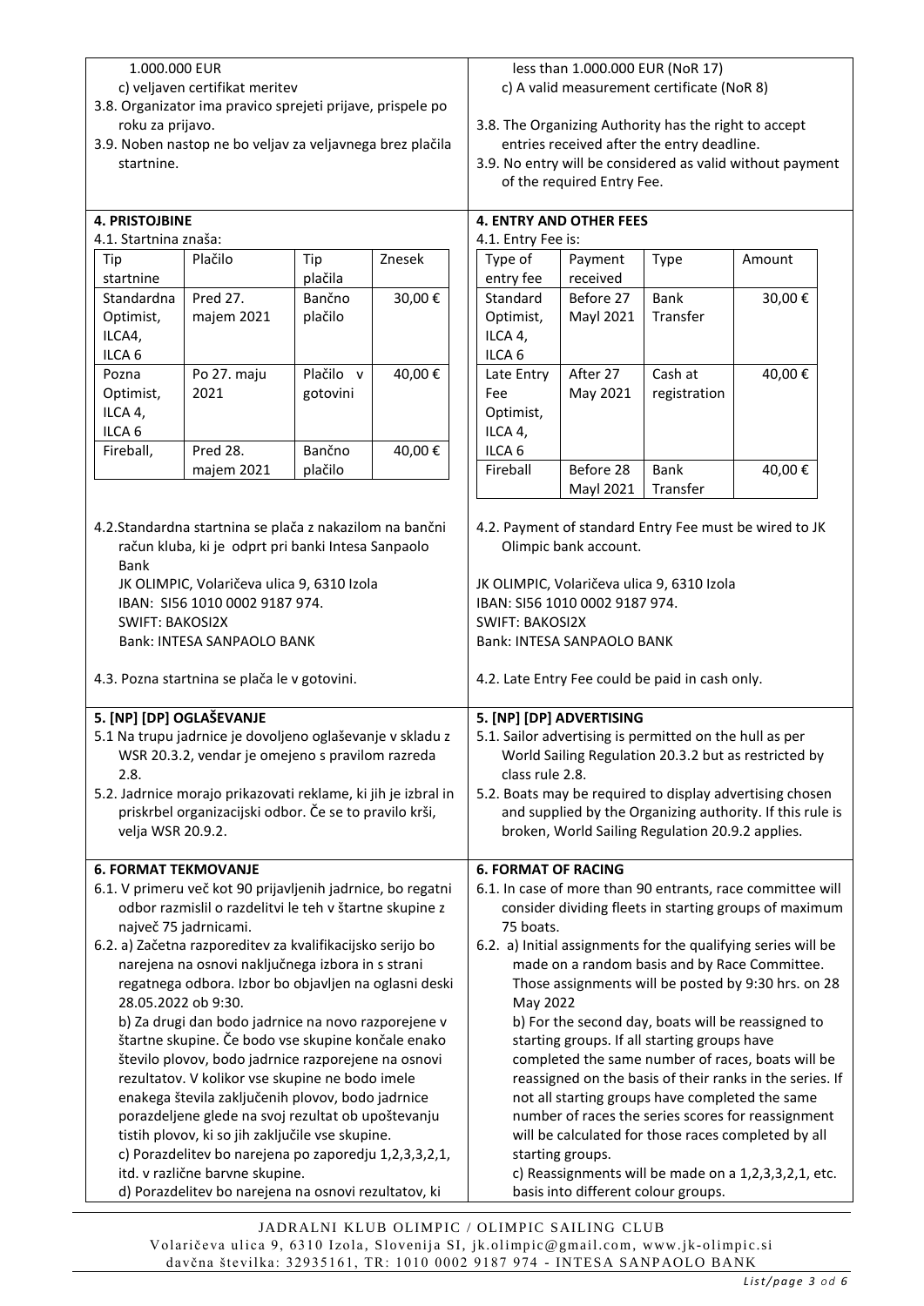1.000.000 EUR

c) veljaven certifikat meritev

3.8. Organizator ima pravico sprejeti prijave, prispele po roku za prijavo.

3.9. Noben nastop ne bo veljav za veljavnega brez plačila startnine.

less than 1.000.000 EUR (NoR 17)

c) A valid measurement certificate (NoR 8)

3.8. The Organizing Authority has the right to accept entries received after the entry deadline.

3.9. No entry will be considered as valid without payment of the required Entry Fee.

## 4. PRISTOJBINE

4.1. Startnina znaša:

| Tip startnine | Plačilo | Tip plačila | Znesek |
|---|---|---|---|
| Standardna Optimist, ILCA4, ILCA 6 | Pred 27. majem 2021 | Bančno plačilo | 30,00 € |
| Pozna Optimist, ILCA 4, ILCA 6 | Po 27. maju 2021 | Plačilo v gotovini | 40,00 € |
| Fireball, | Pred 28. majem 2021 | Bančno plačilo | 40,00 € |

4.2. Standardna startnina se plača z nakazilom na bančni račun kluba, ki je odprt pri banki Intesa Sanpaolo Bank

JK OLIMPIC, Volaričeva ulica 9, 6310 Izola
IBAN: SI56 1010 0002 9187 974.
SWIFT: BAKOSI2X
Bank: INTESA SANPAOLO BANK

4.3. Pozna startnina se plača le v gotovini.

## 4. ENTRY AND OTHER FEES

4.1. Entry Fee is:

| Type of entry fee | Payment received | Type | Amount |
|---|---|---|---|
| Standard Optimist, ILCA 4, ILCA 6 | Before 27 Mayl 2021 | Bank Transfer | 30,00 € |
| Late Entry Fee Optimist, ILCA 4, ILCA 6 | After 27 May 2021 | Cash at registration | 40,00 € |
| Fireball | Before 28 Mayl 2021 | Bank Transfer | 40,00 € |

4.2. Payment of standard Entry Fee must be wired to JK Olimpic bank account.

JK OLIMPIC, Volaričeva ulica 9, 6310 Izola
IBAN: SI56 1010 0002 9187 974.
SWIFT: BAKOSI2X
Bank: INTESA SANPAOLO BANK

4.2. Late Entry Fee could be paid in cash only.

## 5. [NP] [DP] OGLAŠEVANJE

5.1 Na trupu jadrnice je dovoljeno oglaševanje v skladu z WSR 20.3.2, vendar je omejeno s pravilom razreda 2.8.

5.2. Jadrnice morajo prikazovati reklame, ki jih je izbral in priskrbel organizacijski odbor. Če se to pravilo krši, velja WSR 20.9.2.

## 5. [NP] [DP] ADVERTISING

5.1. Sailor advertising is permitted on the hull as per World Sailing Regulation 20.3.2 but as restricted by class rule 2.8.

5.2. Boats may be required to display advertising chosen and supplied by the Organizing authority. If this rule is broken, World Sailing Regulation 20.9.2 applies.

## 6. FORMAT TEKMOVANJE

6.1. V primeru več kot 90 prijavljenih jadrnice, bo regatni odbor razmislil o razdelitvi le teh v štartne skupine z največ 75 jadrnicami.

6.2. a) Začetna razporeditev za kvalifikacijsko serijo bo narejena na osnovi naključnega izbora in s strani regatnega odbora. Izbor bo objavljen na oglasni deski 28.05.2022 ob 9:30.

b) Za drugi dan bodo jadrnice na novo razporejene v štartne skupine. Če bodo vse skupine končale enako število plovov, bodo jadrnice razporejene na osnovi rezultatov. V kolikor vse skupine ne bodo imele enakega števila zaključenih plovov, bodo jadrnice porazdeljene glede na svoj rezultat ob upoštevanju tistih plovov, ki so jih zaključile vse skupine.

c) Porazdelitev bo narejena po zaporedju 1,2,3,3,2,1, itd. v različne barvne skupine.

d) Porazdelitev bo narejena na osnovi rezultatov, ki

## 6. FORMAT OF RACING

6.1. In case of more than 90 entrants, race committee will consider dividing fleets in starting groups of maximum 75 boats.

6.2. a) Initial assignments for the qualifying series will be made on a random basis and by Race Committee. Those assignments will be posted by 9:30 hrs. on 28 May 2022

b) For the second day, boats will be reassigned to starting groups. If all starting groups have completed the same number of races, boats will be reassigned on the basis of their ranks in the series. If not all starting groups have completed the same number of races the series scores for reassignment will be calculated for those races completed by all starting groups.

c) Reassignments will be made on a 1,2,3,3,2,1, etc. basis into different colour groups.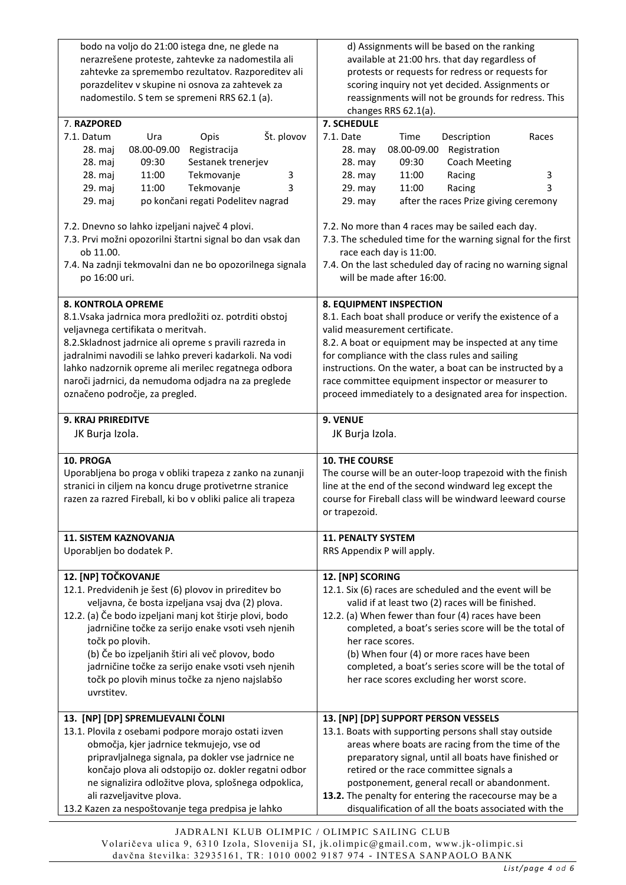bodo na voljo do 21:00 istega dne, ne glede na nerazrešene proteste, zahtevke za nadomestila ali zahtevke za spremembo rezultatov. Razporeditev ali porazdelitev v skupine ni osnova za zahtevek za nadomestilo. S tem se spremeni RRS 62.1 (a).

d) Assignments will be based on the ranking available at 21:00 hrs. that day regardless of protests or requests for redress or requests for scoring inquiry not yet decided. Assignments or reassignments will not be grounds for redress. This changes RRS 62.1(a).

## 7. RAZPORED

7.1.

| Datum | Ura | Opis | Št. plovov |
|---|---|---|---|
| 28. maj | 08.00-09.00 | Registracija | |
| 28. maj | 09:30 | Sestanek trenerjev | |
| 28. maj | 11:00 | Tekmovanje | 3 |
| 29. maj | 11:00 | Tekmovanje | 3 |
| 29. maj | | po končani regati Podelitev nagrad | |

7.2. Dnevno so lahko izpeljani največ 4 plovi.

7.3. Prvi možni opozorilni štartni signal bo dan vsak dan ob 11.00.

7.4. Na zadnji tekmovalni dan ne bo opozorilnega signala po 16:00 uri.

## 7. SCHEDULE

7.1.

| Date | Time | Description | Races |
|---|---|---|---|
| 28. may | 08.00-09.00 | Registration | |
| 28. may | 09:30 | Coach Meeting | |
| 28. may | 11:00 | Racing | 3 |
| 29. may | 11:00 | Racing | 3 |
| 29. may | | after the races Prize giving ceremony | |

7.2. No more than 4 races may be sailed each day.

7.3. The scheduled time for the warning signal for the first race each day is 11:00.

7.4. On the last scheduled day of racing no warning signal will be made after 16:00.

## 8. KONTROLA OPREME

8.1. Vsaka jadrnica mora predložiti oz. potrditi obstoj veljavnega certifikata o meritvah.

8.2. Skladnost jadrnice ali opreme s pravili razreda in jadralnimi navodili se lahko preveri kadarkoli. Na vodi lahko nadzornik opreme ali merilec regatnega odbora naroči jadrnici, da nemudoma odjadra na za preglede označeno področje, za pregled.

## 8. EQUIPMENT INSPECTION

8.1. Each boat shall produce or verify the existence of a valid measurement certificate.

8.2. A boat or equipment may be inspected at any time for compliance with the class rules and sailing instructions. On the water, a boat can be instructed by a race committee equipment inspector or measurer to proceed immediately to a designated area for inspection.

## 9. KRAJ PRIREDITVE

JK Burja Izola.

## 9. VENUE

JK Burja Izola.

## 10. PROGA

Uporabljena bo proga v obliki trapeza z zanko na zunanji stranici in ciljem na koncu druge protivetrne stranice razen za razred Fireball, ki bo v obliki palice ali trapeza

## 10. THE COURSE

The course will be an outer-loop trapezoid with the finish line at the end of the second windward leg except the course for Fireball class will be windward leeward course or trapezoid.

## 11. SISTEM KAZNOVANJA

Uporabljen bo dodatek P.

## 11. PENALTY SYSTEM

RRS Appendix P will apply.

## 12. [NP] TOČKOVANJE

12.1. Predvidenih je šest (6) plovov in prireditev bo veljavna, če bosta izpeljana vsaj dva (2) plova.

12.2. (a) Če bodo izpeljani manj kot štirje plovi, bodo jadrničine točke za serijo enake vsoti vseh njenih točk po plovih.

(b) Če bo izpeljanih štiri ali več plovov, bodo jadrničine točke za serijo enake vsoti vseh njenih točk po plovih minus točke za njeno najslabšo uvrstitev.

## 12. [NP] SCORING

12.1. Six (6) races are scheduled and the event will be valid if at least two (2) races will be finished.

12.2. (a) When fewer than four (4) races have been completed, a boat's series score will be the total of her race scores.

(b) When four (4) or more races have been completed, a boat's series score will be the total of her race scores excluding her worst score.

## 13. [NP] [DP] SPREMLJEVALNI ČOLNI

13.1. Plovila z osebami podpore morajo ostati izven območja, kjer jadrnice tekmujejo, vse od pripravljalnega signala, pa dokler vse jadrnice ne končajo plova ali odstopijo oz. dokler regatni odbor ne signalizira odložitve plova, splošnega odpoklica, ali razveljavitve plova.

13.2 Kazen za nespoštovanje tega predpisa je lahko

## 13. [NP] [DP] SUPPORT PERSON VESSELS

13.1. Boats with supporting persons shall stay outside areas where boats are racing from the time of the preparatory signal, until all boats have finished or retired or the race committee signals a postponement, general recall or abandonment.

**13.2.** The penalty for entering the racecourse may be a disqualification of all the boats associated with the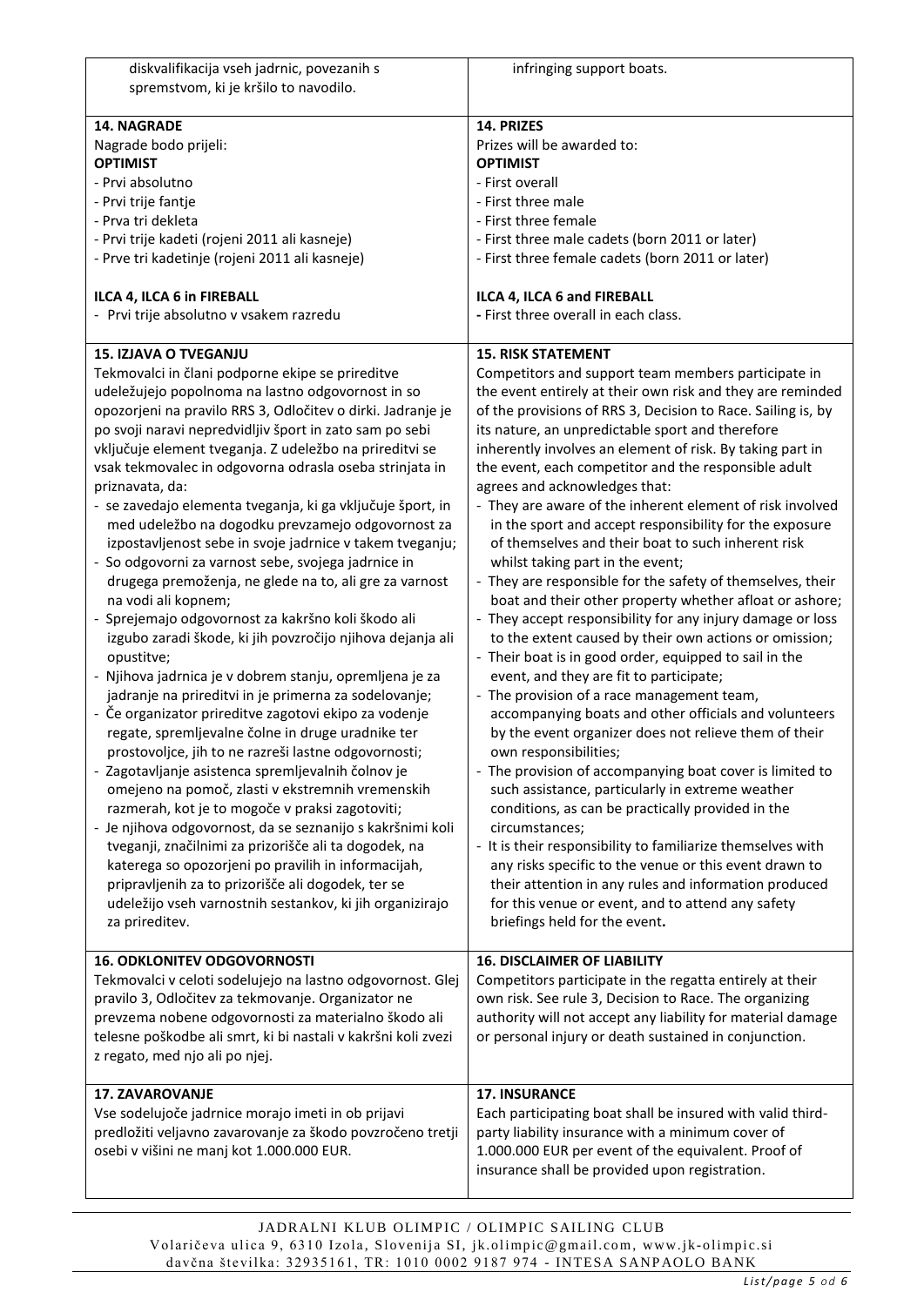| | |
|---|---|
| diskvalifikacija vseh jadrnic, povezanih s spremstvom, ki je kršilo to navodilo. | infringing support boats. |
| **14. NAGRADE**<br>Nagrade bodo prijeli:<br>**OPTIMIST**<br>- Prvi absolutno<br>- Prvi trije fantje<br>- Prva tri dekleta<br>- Prvi trije kadeti (rojeni 2011 ali kasneje)<br>- Prve tri kadetinje (rojeni 2011 ali kasneje)<br><br>**ILCA 4, ILCA 6 in FIREBALL**<br>- Prvi trije absolutno v vsakem razredu | **14. PRIZES**<br>Prizes will be awarded to:<br>**OPTIMIST**<br>- First overall<br>- First three male<br>- First three female<br>- First three male cadets (born 2011 or later)<br>- First three female cadets (born 2011 or later)<br><br>**ILCA 4, ILCA 6 and FIREBALL**<br>- First three overall in each class. |
| **15. IZJAVA O TVEGANJU**<br>Tekmovalci in člani podporne ekipe se prireditve udeležujejo popolnoma na lastno odgovornost in so opozorjeni na pravilo RRS 3, Odločitev o dirki. Jadranje je po svoji naravi nepredvidljiv šport in zato sam po sebi vključuje element tveganja. Z udeležbo na prireditvi se vsak tekmovalec in odgovorna odrasla oseba strinjata in priznavata, da:<br>- se zavedajo elementa tveganja, ki ga vključuje šport, in med udeležbo na dogodku prevzamejo odgovornost za izpostavljenost sebe in svoje jadrnice v takem tveganju;<br>- So odgovorni za varnost sebe, svojega jadrnice in drugega premoženja, ne glede na to, ali gre za varnost na vodi ali kopnem;<br>- Sprejemajo odgovornost za kakršno koli škodo ali izgubo zaradi škode, ki jih povzročijo njihova dejanja ali opustitve;<br>- Njihova jadrnica je v dobrem stanju, opremljena je za jadranje na prireditvi in je primerna za sodelovanje;<br>- Če organizator prireditve zagotovi ekipo za vodenje regate, spremljevalne čolne in druge uradnike ter prostovoljce, jih to ne razreši lastne odgovornosti;<br>- Zagotavljanje asistenca spremljevalnih čolnov je omejeno na pomoč, zlasti v ekstremnih vremenskih razmerah, kot je to mogoče v praksi zagotoviti;<br>- Je njihova odgovornost, da se seznanijo s kakršnimi koli tveganji, značilnimi za prizorišče ali ta dogodek, na katerega so opozorjeni po pravilih in informacijah, pripravljenih za to prizorišče ali dogodek, ter se udeležijo vseh varnostnih sestankov, ki jih organizirajo za prireditev. | **15. RISK STATEMENT**<br>Competitors and support team members participate in the event entirely at their own risk and they are reminded of the provisions of RRS 3, Decision to Race. Sailing is, by its nature, an unpredictable sport and therefore inherently involves an element of risk. By taking part in the event, each competitor and the responsible adult agrees and acknowledges that:<br>- They are aware of the inherent element of risk involved in the sport and accept responsibility for the exposure of themselves and their boat to such inherent risk whilst taking part in the event;<br>- They are responsible for the safety of themselves, their boat and their other property whether afloat or ashore;<br>- They accept responsibility for any injury damage or loss to the extent caused by their own actions or omission;<br>- Their boat is in good order, equipped to sail in the event, and they are fit to participate;<br>- The provision of a race management team, accompanying boats and other officials and volunteers by the event organizer does not relieve them of their own responsibilities;<br>- The provision of accompanying boat cover is limited to such assistance, particularly in extreme weather conditions, as can be practically provided in the circumstances;<br>- It is their responsibility to familiarize themselves with any risks specific to the venue or this event drawn to their attention in any rules and information produced for this venue or event, and to attend any safety briefings held for the event**.** |
| **16. ODKLONITEV ODGOVORNOSTI**<br>Tekmovalci v celoti sodelujejo na lastno odgovornost. Glej pravilo 3, Odločitev za tekmovanje. Organizator ne prevzema nobene odgovornosti za materialno škodo ali telesne poškodbe ali smrt, ki bi nastali v kakršni koli zvezi z regato, med njo ali po njej. | **16. DISCLAIMER OF LIABILITY**<br>Competitors participate in the regatta entirely at their own risk. See rule 3, Decision to Race. The organizing authority will not accept any liability for material damage or personal injury or death sustained in conjunction. |
| **17. ZAVAROVANJE**<br>Vse sodelujoče jadrnice morajo imeti in ob prijavi predložiti veljavno zavarovanje za škodo povzročeno tretji osebi v višini ne manj kot 1.000.000 EUR. | **17. INSURANCE**<br>Each participating boat shall be insured with valid third-party liability insurance with a minimum cover of 1.000.000 EUR per event of the equivalent. Proof of insurance shall be provided upon registration. |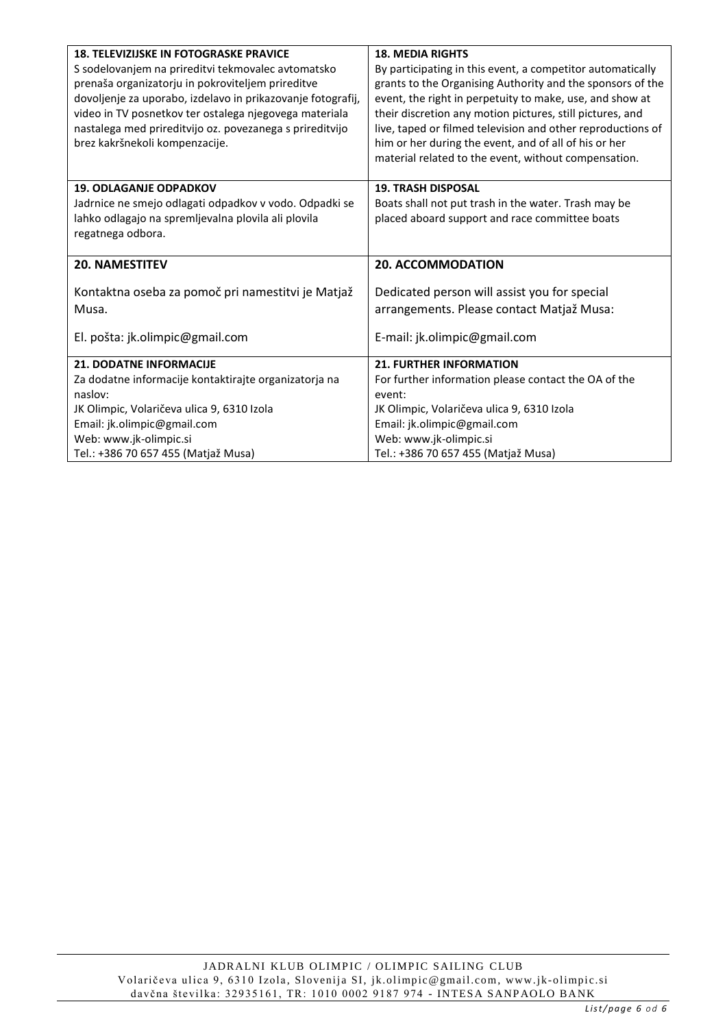| **18. TELEVIZIJSKE IN FOTOGRASKE PRAVICE** S sodelovanjem na prireditvi tekmovalec avtomatsko prenaša organizatorju in pokroviteljem prireditve dovoljenje za uporabo, izdelavo in prikazovanje fotografij, video in TV posnetkov ter ostalega njegovega materiala nastalega med prireditvijo oz. povezanega s prireditvijo brez kakršnekoli kompenzacije. | **18. MEDIA RIGHTS** By participating in this event, a competitor automatically grants to the Organising Authority and the sponsors of the event, the right in perpetuity to make, use, and show at their discretion any motion pictures, still pictures, and live, taped or filmed television and other reproductions of him or her during the event, and of all of his or her material related to the event, without compensation. |
|---|---|
| **19. ODLAGANJE ODPADKOV** Jadrnice ne smejo odlagati odpadkov v vodo. Odpadki se lahko odlagajo na spremljevalna plovila ali plovila regatnega odbora. | **19. TRASH DISPOSAL** Boats shall not put trash in the water. Trash may be placed aboard support and race committee boats |
| **20. NAMESTITEV** Kontaktna oseba za pomoč pri namestitvi je Matjaž Musa. El. pošta: jk.olimpic@gmail.com | **20. ACCOMMODATION** Dedicated person will assist you for special arrangements. Please contact Matjaž Musa: E-mail: jk.olimpic@gmail.com |
| **21. DODATNE INFORMACIJE** Za dodatne informacije kontaktirajte organizatorja na naslov: JK Olimpic, Volaričeva ulica 9, 6310 Izola Email: jk.olimpic@gmail.com Web: www.jk-olimpic.si Tel.: +386 70 657 455 (Matjaž Musa) | **21. FURTHER INFORMATION** For further information please contact the OA of the event: JK Olimpic, Volaričeva ulica 9, 6310 Izola Email: jk.olimpic@gmail.com Web: www.jk-olimpic.si Tel.: +386 70 657 455 (Matjaž Musa) |

JADRALNI KLUB OLIMPIC / OLIMPIC SAILING CLUB
Volaričeva ulica 9, 6310 Izola, Slovenija SI, jk.olimpic@gmail.com, www.jk-olimpic.si
davčna številka: 32935161, TR: 1010 0002 9187 974 - INTESA SANPAOLO BANK